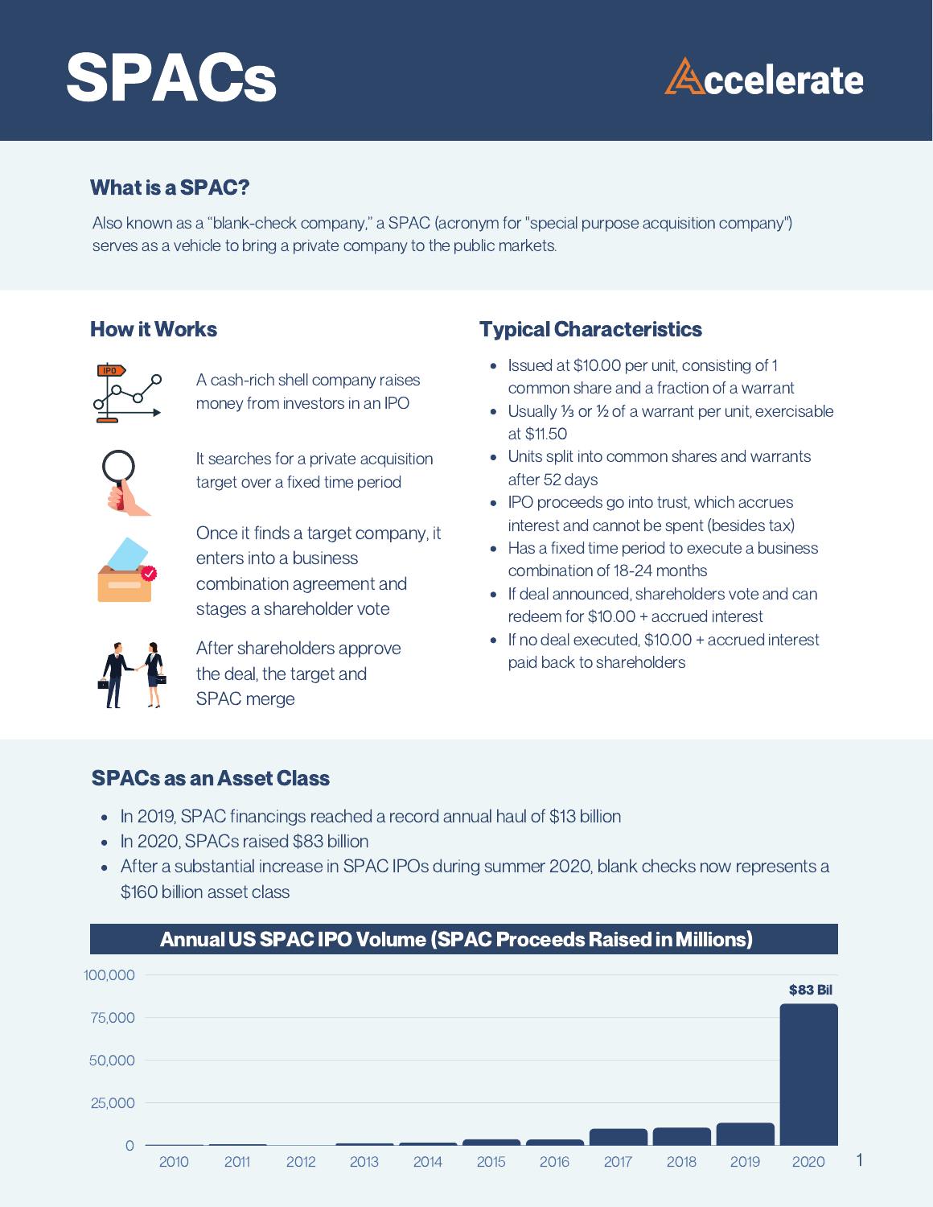# SPACs

Accelerate

## What is a SPAC?

Also known as a "blank-check company," a SPAC (acronym for "special purpose acquisition company") serves as a vehicle to bring a private company to the public markets.

## How it Works

A cash-rich shell company raises money from investors in an IPO

It searches for a private acquisition target over a fixed time period

Once it finds a target company, it enters into a business combination agreement and stages a shareholder vote

After shareholders approve the deal, the target and SPAC merge

## Typical Characteristics

- Issued at $10.00 per unit, consisting of 1 common share and a fraction of a warrant
- Usually ⅓ or ½ of a warrant per unit, exercisable at $11.50
- Units split into common shares and warrants after 52 days
- IPO proceeds go into trust, which accrues interest and cannot be spent (besides tax)
- Has a fixed time period to execute a business combination of 18-24 months
- If deal announced, shareholders vote and can redeem for $10.00 + accrued interest
- If no deal executed, $10.00 + accrued interest paid back to shareholders

## SPACs as an Asset Class

- In 2019, SPAC financings reached a record annual haul of $13 billion
- In 2020, SPACs raised $83 billion
- After a substantial increase in SPAC IPOs during summer 2020, blank checks now represents a $160 billion asset class

**Annual US SPAC IPO Volume (SPAC Proceeds Raised in Millions)**

Y-axis: 0, 25,000, 50,000, 75,000, 100,000

X-axis: 2010, 2011, 2012, 2013, 2014, 2015, 2016, 2017, 2018, 2019, 2020

2020: $83 Bil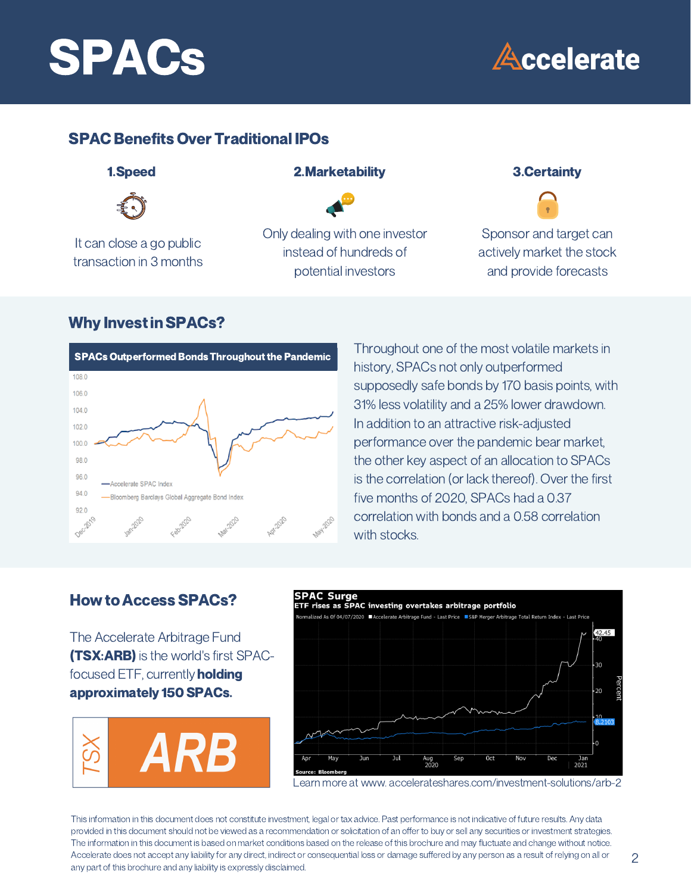# SPACs

Accelerate

## SPAC Benefits Over Traditional IPOs

### 1.Speed

It can close a go public transaction in 3 months

### 2.Marketability

Only dealing with one investor instead of hundreds of potential investors

### 3.Certainty

Sponsor and target can actively market the stock and provide forecasts

## Why Invest in SPACs?

**SPACs Outperformed Bonds Throughout the Pandemic**

108.0
106.0
104.0
102.0
100.0
98.0
96.0
94.0
92.0

Accelerate SPAC Index
Bloomberg Barclays Global Aggregate Bond Index

Dec-2019 Jan-2020 Feb-2020 Mar-2020 Apr-2020 May-2020

Throughout one of the most volatile markets in history, SPACs not only outperformed supposedly safe bonds by 170 basis points, with 31% less volatility and a 25% lower drawdown. In addition to an attractive risk-adjusted performance over the pandemic bear market, the other key aspect of an allocation to SPACs is the correlation (or lack thereof). Over the first five months of 2020, SPACs had a 0.37 correlation with bonds and a 0.58 correlation with stocks.

## How to Access SPACs?

The Accelerate Arbitrage Fund **(TSX:ARB)** is the world's first SPAC-focused ETF, currently **holding approximately 150 SPACs.**

TSX ARB

**SPAC Surge**
**ETF rises as SPAC investing overtakes arbitrage portfolio**

Normalized As Of 04/07/2020 Accelerate Arbitrage Fund - Last Price S&P Merger Arbitrage Total Return Index - Last Price

42.45
40
30
20
10
8.2103
0

Percent

Apr May Jun Jul Aug 2020 Sep Oct Nov Dec Jan 2021

Source: Bloomberg

Learn more at www. accelerateshares.com/investment-solutions/arb-2

This information in this document does not constitute investment, legal or tax advice. Past performance is not indicative of future results. Any data provided in this document should not be viewed as a recommendation or solicitation of an offer to buy or sell any securities or investment strategies. The information in this document is based on market conditions based on the release of this brochure and may fluctuate and change without notice. Accelerate does not accept any liability for any direct, indirect or consequential loss or damage suffered by any person as a result of relying on all or any part of this brochure and any liability is expressly disclaimed.